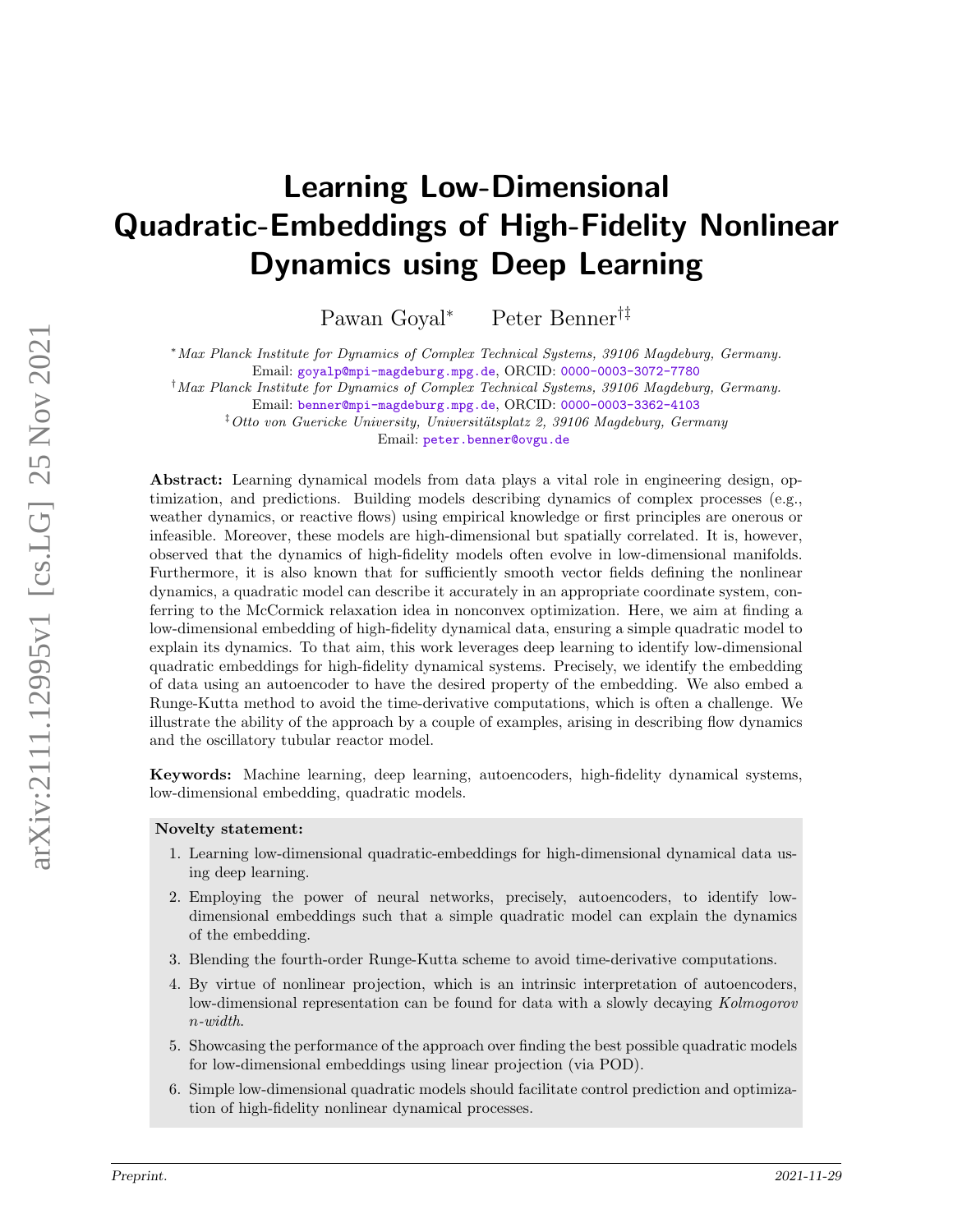# Learning Low-Dimensional Quadratic-Embeddings of High-Fidelity Nonlinear Dynamics using Deep Learning

Pawan Goyal[*] Peter Benner[†‡]

[*] *Max Planck Institute for Dynamics of Complex Technical Systems, 39106 Magdeburg, Germany.*
Email: goyalp@mpi-magdeburg.mpg.de, ORCID: 0000-0003-3072-7780

[†] *Max Planck Institute for Dynamics of Complex Technical Systems, 39106 Magdeburg, Germany.*
Email: benner@mpi-magdeburg.mpg.de, ORCID: 0000-0003-3362-4103

[‡] *Otto von Guericke University, Universitätsplatz 2, 39106 Magdeburg, Germany*
Email: peter.benner@ovgu.de

**Abstract:** Learning dynamical models from data plays a vital role in engineering design, optimization, and predictions. Building models describing dynamics of complex processes (e.g., weather dynamics, or reactive flows) using empirical knowledge or first principles are onerous or infeasible. Moreover, these models are high-dimensional but spatially correlated. It is, however, observed that the dynamics of high-fidelity models often evolve in low-dimensional manifolds. Furthermore, it is also known that for sufficiently smooth vector fields defining the nonlinear dynamics, a quadratic model can describe it accurately in an appropriate coordinate system, conferring to the McCormick relaxation idea in nonconvex optimization. Here, we aim at finding a low-dimensional embedding of high-fidelity dynamical data, ensuring a simple quadratic model to explain its dynamics. To that aim, this work leverages deep learning to identify low-dimensional quadratic embeddings for high-fidelity dynamical systems. Precisely, we identify the embedding of data using an autoencoder to have the desired property of the embedding. We also embed a Runge-Kutta method to avoid the time-derivative computations, which is often a challenge. We illustrate the ability of the approach by a couple of examples, arising in describing flow dynamics and the oscillatory tubular reactor model.

**Keywords:** Machine learning, deep learning, autoencoders, high-fidelity dynamical systems, low-dimensional embedding, quadratic models.

**Novelty statement:**

1. Learning low-dimensional quadratic-embeddings for high-dimensional dynamical data using deep learning.
2. Employing the power of neural networks, precisely, autoencoders, to identify low-dimensional embeddings such that a simple quadratic model can explain the dynamics of the embedding.
3. Blending the fourth-order Runge-Kutta scheme to avoid time-derivative computations.
4. By virtue of nonlinear projection, which is an intrinsic interpretation of autoencoders, low-dimensional representation can be found for data with a slowly decaying *Kolmogorov n-width*.
5. Showcasing the performance of the approach over finding the best possible quadratic models for low-dimensional embeddings using linear projection (via POD).
6. Simple low-dimensional quadratic models should facilitate control prediction and optimization of high-fidelity nonlinear dynamical processes.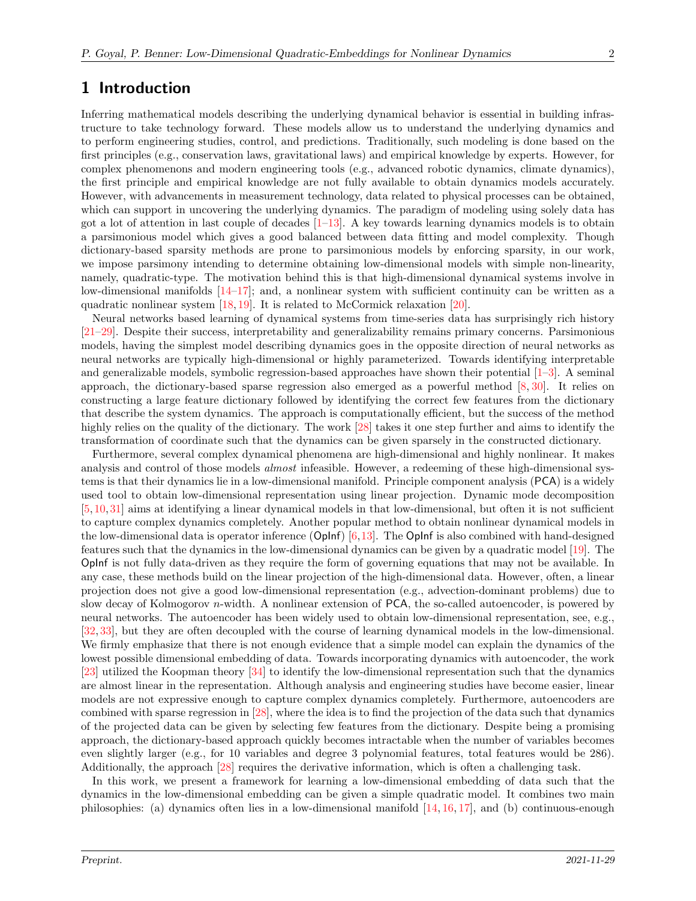# 1 Introduction

Inferring mathematical models describing the underlying dynamical behavior is essential in building infrastructure to take technology forward. These models allow us to understand the underlying dynamics and to perform engineering studies, control, and predictions. Traditionally, such modeling is done based on the first principles (e.g., conservation laws, gravitational laws) and empirical knowledge by experts. However, for complex phenomenons and modern engineering tools (e.g., advanced robotic dynamics, climate dynamics), the first principle and empirical knowledge are not fully available to obtain dynamics models accurately. However, with advancements in measurement technology, data related to physical processes can be obtained, which can support in uncovering the underlying dynamics. The paradigm of modeling using solely data has got a lot of attention in last couple of decades [1–13]. A key towards learning dynamics models is to obtain a parsimonious model which gives a good balanced between data fitting and model complexity. Though dictionary-based sparsity methods are prone to parsimonious models by enforcing sparsity, in our work, we impose parsimony intending to determine obtaining low-dimensional models with simple non-linearity, namely, quadratic-type. The motivation behind this is that high-dimensional dynamical systems involve in low-dimensional manifolds [14–17]; and, a nonlinear system with sufficient continuity can be written as a quadratic nonlinear system [18, 19]. It is related to McCormick relaxation [20].

Neural networks based learning of dynamical systems from time-series data has surprisingly rich history [21–29]. Despite their success, interpretability and generalizability remains primary concerns. Parsimonious models, having the simplest model describing dynamics goes in the opposite direction of neural networks as neural networks are typically high-dimensional or highly parameterized. Towards identifying interpretable and generalizable models, symbolic regression-based approaches have shown their potential [1–3]. A seminal approach, the dictionary-based sparse regression also emerged as a powerful method [8, 30]. It relies on constructing a large feature dictionary followed by identifying the correct few features from the dictionary that describe the system dynamics. The approach is computationally efficient, but the success of the method highly relies on the quality of the dictionary. The work [28] takes it one step further and aims to identify the transformation of coordinate such that the dynamics can be given sparsely in the constructed dictionary.

Furthermore, several complex dynamical phenomena are high-dimensional and highly nonlinear. It makes analysis and control of those models *almost* infeasible. However, a redeeming of these high-dimensional systems is that their dynamics lie in a low-dimensional manifold. Principle component analysis (PCA) is a widely used tool to obtain low-dimensional representation using linear projection. Dynamic mode decomposition [5, 10, 31] aims at identifying a linear dynamical models in that low-dimensional, but often it is not sufficient to capture complex dynamics completely. Another popular method to obtain nonlinear dynamical models in the low-dimensional data is operator inference (OpInf) [6, 13]. The OpInf is also combined with hand-designed features such that the dynamics in the low-dimensional dynamics can be given by a quadratic model [19]. The OpInf is not fully data-driven as they require the form of governing equations that may not be available. In any case, these methods build on the linear projection of the high-dimensional data. However, often, a linear projection does not give a good low-dimensional representation (e.g., advection-dominant problems) due to slow decay of Kolmogorov $n$-width. A nonlinear extension of PCA, the so-called autoencoder, is powered by neural networks. The autoencoder has been widely used to obtain low-dimensional representation, see, e.g., [32, 33], but they are often decoupled with the course of learning dynamical models in the low-dimensional. We firmly emphasize that there is not enough evidence that a simple model can explain the dynamics of the lowest possible dimensional embedding of data. Towards incorporating dynamics with autoencoder, the work [23] utilized the Koopman theory [34] to identify the low-dimensional representation such that the dynamics are almost linear in the representation. Although analysis and engineering studies have become easier, linear models are not expressive enough to capture complex dynamics completely. Furthermore, autoencoders are combined with sparse regression in [28], where the idea is to find the projection of the data such that dynamics of the projected data can be given by selecting few features from the dictionary. Despite being a promising approach, the dictionary-based approach quickly becomes intractable when the number of variables becomes even slightly larger (e.g., for 10 variables and degree 3 polynomial features, total features would be 286). Additionally, the approach [28] requires the derivative information, which is often a challenging task.

In this work, we present a framework for learning a low-dimensional embedding of data such that the dynamics in the low-dimensional embedding can be given a simple quadratic model. It combines two main philosophies: (a) dynamics often lies in a low-dimensional manifold [14, 16, 17], and (b) continuous-enough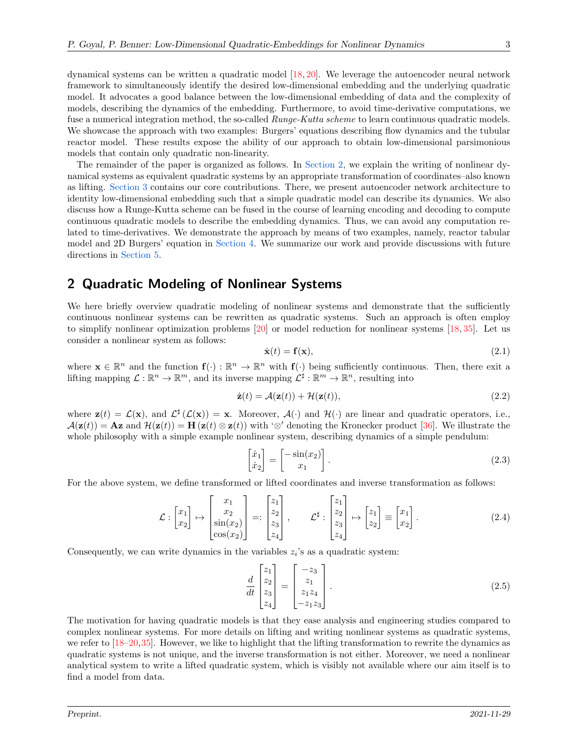dynamical systems can be written a quadratic model [18, 20]. We leverage the autoencoder neural network framework to simultaneously identify the desired low-dimensional embedding and the underlying quadratic model. It advocates a good balance between the low-dimensional embedding of data and the complexity of models, describing the dynamics of the embedding. Furthermore, to avoid time-derivative computations, we fuse a numerical integration method, the so-called *Runge-Kutta scheme* to learn continuous quadratic models. We showcase the approach with two examples: Burgers' equations describing flow dynamics and the tubular reactor model. These results expose the ability of our approach to obtain low-dimensional parsimonious models that contain only quadratic non-linearity.

The remainder of the paper is organized as follows. In Section 2, we explain the writing of nonlinear dynamical systems as equivalent quadratic systems by an appropriate transformation of coordinates–also known as lifting. Section 3 contains our core contributions. There, we present autoencoder network architecture to identity low-dimensional embedding such that a simple quadratic model can describe its dynamics. We also discuss how a Runge-Kutta scheme can be fused in the course of learning encoding and decoding to compute continuous quadratic models to describe the embedding dynamics. Thus, we can avoid any computation related to time-derivatives. We demonstrate the approach by means of two examples, namely, reactor tabular model and 2D Burgers' equation in Section 4. We summarize our work and provide discussions with future directions in Section 5.

## 2 Quadratic Modeling of Nonlinear Systems

We here briefly overview quadratic modeling of nonlinear systems and demonstrate that the sufficiently continuous nonlinear systems can be rewritten as quadratic systems. Such an approach is often employ to simplify nonlinear optimization problems [20] or model reduction for nonlinear systems [18, 35]. Let us consider a nonlinear system as follows:

$$\dot{\mathbf{x}}(t) = \mathbf{f}(\mathbf{x}), \tag{2.1}$$

where $\mathbf{x} \in \mathbb{R}^n$ and the function $\mathbf{f}(\cdot) : \mathbb{R}^n \to \mathbb{R}^n$ with $\mathbf{f}(\cdot)$ being sufficiently continuous. Then, there exit a lifting mapping $\mathcal{L} : \mathbb{R}^n \to \mathbb{R}^m$, and its inverse mapping $\mathcal{L}^\sharp : \mathbb{R}^m \to \mathbb{R}^n$, resulting into

$$\dot{\mathbf{z}}(t) = \mathcal{A}(\mathbf{z}(t)) + \mathcal{H}(\mathbf{z}(t)), \tag{2.2}$$

where $\mathbf{z}(t) = \mathcal{L}(\mathbf{x})$, and $\mathcal{L}^\sharp(\mathcal{L}(\mathbf{x})) = \mathbf{x}$. Moreover, $\mathcal{A}(\cdot)$ and $\mathcal{H}(\cdot)$ are linear and quadratic operators, i.e., $\mathcal{A}(\mathbf{z}(t)) = \mathbf{A}\mathbf{z}$ and $\mathcal{H}(\mathbf{z}(t)) = \mathbf{H}\left(\mathbf{z}(t) \otimes \mathbf{z}(t)\right)$ with '$\otimes$' denoting the Kronecker product [36]. We illustrate the whole philosophy with a simple example nonlinear system, describing dynamics of a simple pendulum:

$$\begin{bmatrix} \dot{x}_1 \\ \dot{x}_2 \end{bmatrix} = \begin{bmatrix} -\sin(x_2) \\ x_1 \end{bmatrix}. \tag{2.3}$$

For the above system, we define transformed or lifted coordinates and inverse transformation as follows:

$$\mathcal{L} : \begin{bmatrix} x_1 \\ x_2 \end{bmatrix} \mapsto \begin{bmatrix} x_1 \\ x_2 \\ \sin(x_2) \\ \cos(x_2) \end{bmatrix} =: \begin{bmatrix} z_1 \\ z_2 \\ z_3 \\ z_4 \end{bmatrix}, \qquad \mathcal{L}^\sharp : \begin{bmatrix} z_1 \\ z_2 \\ z_3 \\ z_4 \end{bmatrix} \mapsto \begin{bmatrix} z_1 \\ z_2 \end{bmatrix} \equiv \begin{bmatrix} x_1 \\ x_2 \end{bmatrix}. \tag{2.4}$$

Consequently, we can write dynamics in the variables $z_i$'s as a quadratic system:

$$\frac{d}{dt} \begin{bmatrix} z_1 \\ z_2 \\ z_3 \\ z_4 \end{bmatrix} = \begin{bmatrix} -z_3 \\ z_1 \\ z_1 z_4 \\ -z_1 z_3 \end{bmatrix}. \tag{2.5}$$

The motivation for having quadratic models is that they ease analysis and engineering studies compared to complex nonlinear systems. For more details on lifting and writing nonlinear systems as quadratic systems, we refer to [18–20, 35]. However, we like to highlight that the lifting transformation to rewrite the dynamics as quadratic systems is not unique, and the inverse transformation is not either. Moreover, we need a nonlinear analytical system to write a lifted quadratic system, which is visibly not available where our aim itself is to find a model from data.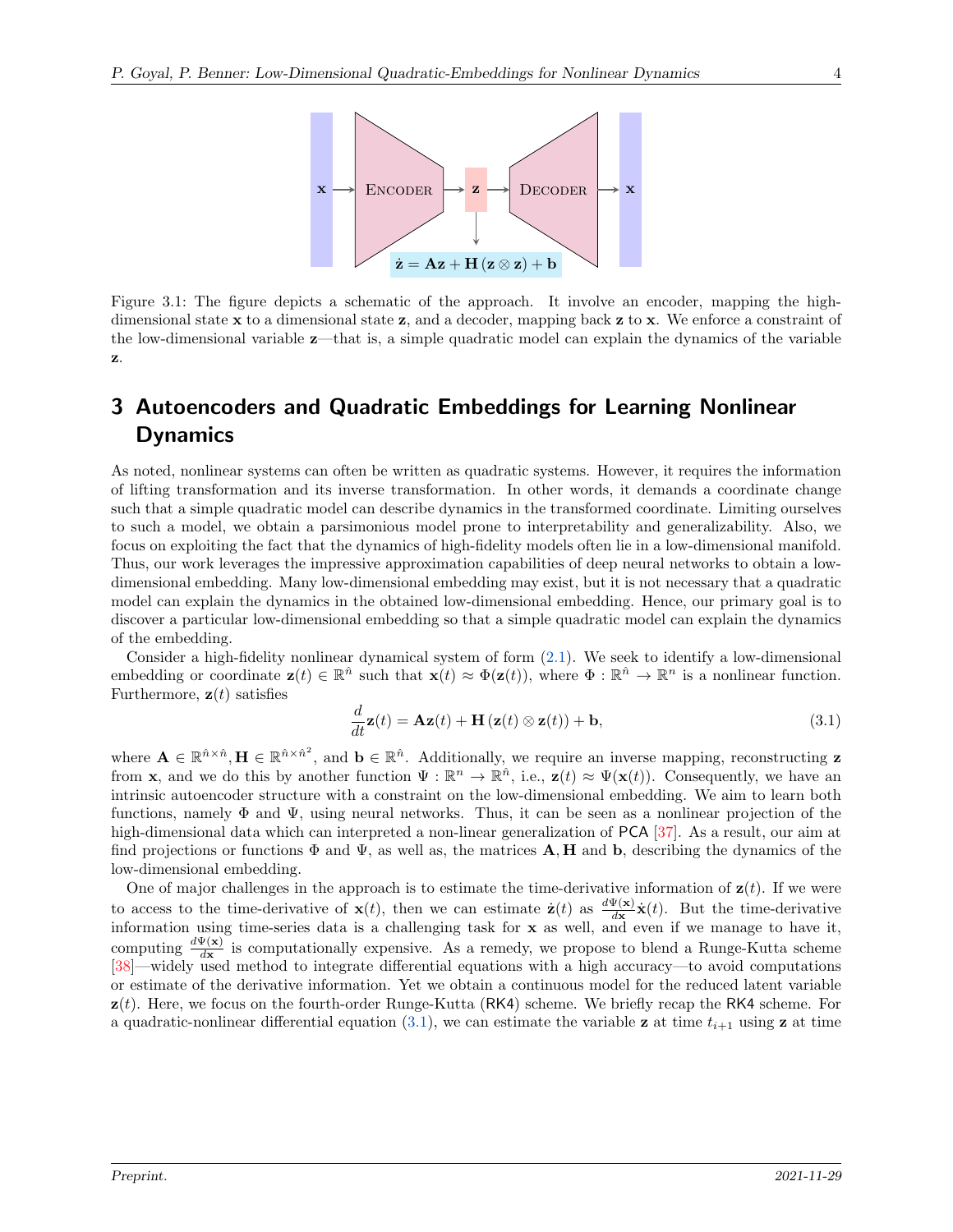Figure 3.1: The figure depicts a schematic of the approach. It involve an encoder, mapping the high-dimensional state $\mathbf{x}$ to a dimensional state $\mathbf{z}$, and a decoder, mapping back $\mathbf{z}$ to $\mathbf{x}$. We enforce a constraint of the low-dimensional variable $\mathbf{z}$—that is, a simple quadratic model can explain the dynamics of the variable $\mathbf{z}$.

# 3 Autoencoders and Quadratic Embeddings for Learning Nonlinear Dynamics

As noted, nonlinear systems can often be written as quadratic systems. However, it requires the information of lifting transformation and its inverse transformation. In other words, it demands a coordinate change such that a simple quadratic model can describe dynamics in the transformed coordinate. Limiting ourselves to such a model, we obtain a parsimonious model prone to interpretability and generalizability. Also, we focus on exploiting the fact that the dynamics of high-fidelity models often lie in a low-dimensional manifold. Thus, our work leverages the impressive approximation capabilities of deep neural networks to obtain a low-dimensional embedding. Many low-dimensional embedding may exist, but it is not necessary that a quadratic model can explain the dynamics in the obtained low-dimensional embedding. Hence, our primary goal is to discover a particular low-dimensional embedding so that a simple quadratic model can explain the dynamics of the embedding.

Consider a high-fidelity nonlinear dynamical system of form (2.1). We seek to identify a low-dimensional embedding or coordinate $\mathbf{z}(t) \in \mathbb{R}^{\hat{n}}$ such that $\mathbf{x}(t) \approx \Phi(\mathbf{z}(t))$, where $\Phi : \mathbb{R}^{\hat{n}} \to \mathbb{R}^{n}$ is a nonlinear function. Furthermore, $\mathbf{z}(t)$ satisfies

$$\frac{d}{dt}\mathbf{z}(t) = \mathbf{A}\mathbf{z}(t) + \mathbf{H}\left(\mathbf{z}(t) \otimes \mathbf{z}(t)\right) + \mathbf{b}, \tag{3.1}$$

where $\mathbf{A} \in \mathbb{R}^{\hat{n}\times\hat{n}}, \mathbf{H} \in \mathbb{R}^{\hat{n}\times\hat{n}^2}$, and $\mathbf{b} \in \mathbb{R}^{\hat{n}}$. Additionally, we require an inverse mapping, reconstructing $\mathbf{z}$ from $\mathbf{x}$, and we do this by another function $\Psi : \mathbb{R}^{n} \to \mathbb{R}^{\hat{n}}$, i.e., $\mathbf{z}(t) \approx \Psi(\mathbf{x}(t))$. Consequently, we have an intrinsic autoencoder structure with a constraint on the low-dimensional embedding. We aim to learn both functions, namely $\Phi$ and $\Psi$, using neural networks. Thus, it can be seen as a nonlinear projection of the high-dimensional data which can interpreted a non-linear generalization of PCA [37]. As a result, our aim at find projections or functions $\Phi$ and $\Psi$, as well as, the matrices $\mathbf{A}, \mathbf{H}$ and $\mathbf{b}$, describing the dynamics of the low-dimensional embedding.

One of major challenges in the approach is to estimate the time-derivative information of $\mathbf{z}(t)$. If we were to access to the time-derivative of $\mathbf{x}(t)$, then we can estimate $\dot{\mathbf{z}}(t)$ as $\frac{d\Psi(\mathbf{x})}{d\mathbf{x}}\dot{\mathbf{x}}(t)$. But the time-derivative information using time-series data is a challenging task for $\mathbf{x}$ as well, and even if we manage to have it, computing $\frac{d\Psi(\mathbf{x})}{d\mathbf{x}}$ is computationally expensive. As a remedy, we propose to blend a Runge-Kutta scheme [38]—widely used method to integrate differential equations with a high accuracy—to avoid computations or estimate of the derivative information. Yet we obtain a continuous model for the reduced latent variable $\mathbf{z}(t)$. Here, we focus on the fourth-order Runge-Kutta (RK4) scheme. We briefly recap the RK4 scheme. For a quadratic-nonlinear differential equation (3.1), we can estimate the variable $\mathbf{z}$ at time $t_{i+1}$ using $\mathbf{z}$ at time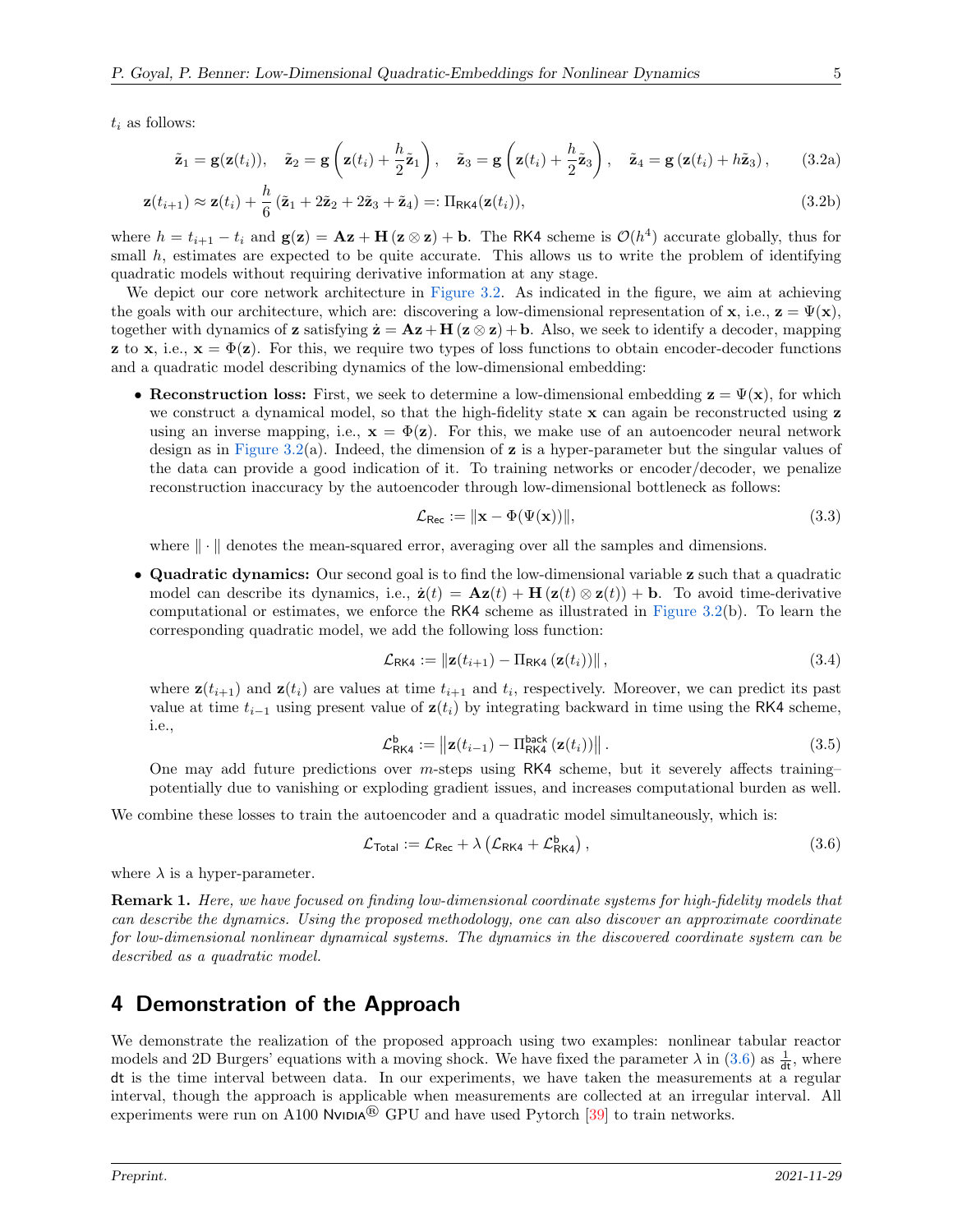$t_i$ as follows:

$$\tilde{\mathbf{z}}_1 = \mathbf{g}(\mathbf{z}(t_i)), \quad \tilde{\mathbf{z}}_2 = \mathbf{g}\left(\mathbf{z}(t_i) + \frac{h}{2}\tilde{\mathbf{z}}_1\right), \quad \tilde{\mathbf{z}}_3 = \mathbf{g}\left(\mathbf{z}(t_i) + \frac{h}{2}\tilde{\mathbf{z}}_3\right), \quad \tilde{\mathbf{z}}_4 = \mathbf{g}\left(\mathbf{z}(t_i) + h\tilde{\mathbf{z}}_3\right), \tag{3.2a}$$

$$\mathbf{z}(t_{i+1}) \approx \mathbf{z}(t_i) + \frac{h}{6}\left(\tilde{\mathbf{z}}_1 + 2\tilde{\mathbf{z}}_2 + 2\tilde{\mathbf{z}}_3 + \tilde{\mathbf{z}}_4\right) =: \Pi_{\mathsf{RK4}}(\mathbf{z}(t_i)), \tag{3.2b}$$

where $h = t_{i+1} - t_i$ and $\mathbf{g}(\mathbf{z}) = \mathbf{A}\mathbf{z} + \mathbf{H}\left(\mathbf{z} \otimes \mathbf{z}\right) + \mathbf{b}$. The RK4 scheme is $\mathcal{O}(h^4)$ accurate globally, thus for small $h$, estimates are expected to be quite accurate. This allows us to write the problem of identifying quadratic models without requiring derivative information at any stage.

We depict our core network architecture in Figure 3.2. As indicated in the figure, we aim at achieving the goals with our architecture, which are: discovering a low-dimensional representation of $\mathbf{x}$, i.e., $\mathbf{z} = \Psi(\mathbf{x})$, together with dynamics of $\mathbf{z}$ satisfying $\dot{\mathbf{z}} = \mathbf{A}\mathbf{z} + \mathbf{H}\left(\mathbf{z} \otimes \mathbf{z}\right) + \mathbf{b}$. Also, we seek to identify a decoder, mapping $\mathbf{z}$ to $\mathbf{x}$, i.e., $\mathbf{x} = \Phi(\mathbf{z})$. For this, we require two types of loss functions to obtain encoder-decoder functions and a quadratic model describing dynamics of the low-dimensional embedding:

- **Reconstruction loss:** First, we seek to determine a low-dimensional embedding $\mathbf{z} = \Psi(\mathbf{x})$, for which we construct a dynamical model, so that the high-fidelity state $\mathbf{x}$ can again be reconstructed using $\mathbf{z}$ using an inverse mapping, i.e., $\mathbf{x} = \Phi(\mathbf{z})$. For this, we make use of an autoencoder neural network design as in Figure 3.2(a). Indeed, the dimension of $\mathbf{z}$ is a hyper-parameter but the singular values of the data can provide a good indication of it. To training networks or encoder/decoder, we penalize reconstruction inaccuracy by the autoencoder through low-dimensional bottleneck as follows:

$$\mathcal{L}_{\mathsf{Rec}} := \|\mathbf{x} - \Phi(\Psi(\mathbf{x}))\|, \tag{3.3}$$

  where $\|\cdot\|$ denotes the mean-squared error, averaging over all the samples and dimensions.

- **Quadratic dynamics:** Our second goal is to find the low-dimensional variable $\mathbf{z}$ such that a quadratic model can describe its dynamics, i.e., $\dot{\mathbf{z}}(t) = \mathbf{A}\mathbf{z}(t) + \mathbf{H}\left(\mathbf{z}(t) \otimes \mathbf{z}(t)\right) + \mathbf{b}$. To avoid time-derivative computational or estimates, we enforce the RK4 scheme as illustrated in Figure 3.2(b). To learn the corresponding quadratic model, we add the following loss function:

$$\mathcal{L}_{\mathsf{RK4}} := \left\|\mathbf{z}(t_{i+1}) - \Pi_{\mathsf{RK4}}\left(\mathbf{z}(t_i)\right)\right\|, \tag{3.4}$$

  where $\mathbf{z}(t_{i+1})$ and $\mathbf{z}(t_i)$ are values at time $t_{i+1}$ and $t_i$, respectively. Moreover, we can predict its past value at time $t_{i-1}$ using present value of $\mathbf{z}(t_i)$ by integrating backward in time using the RK4 scheme, i.e.,

$$\mathcal{L}^{\mathsf{b}}_{\mathsf{RK4}} := \left\|\mathbf{z}(t_{i-1}) - \Pi^{\mathsf{back}}_{\mathsf{RK4}}\left(\mathbf{z}(t_i)\right)\right\|. \tag{3.5}$$

  One may add future predictions over $m$-steps using RK4 scheme, but it severely affects training–potentially due to vanishing or exploding gradient issues, and increases computational burden as well.

We combine these losses to train the autoencoder and a quadratic model simultaneously, which is:

$$\mathcal{L}_{\mathsf{Total}} := \mathcal{L}_{\mathsf{Rec}} + \lambda\left(\mathcal{L}_{\mathsf{RK4}} + \mathcal{L}^{\mathsf{b}}_{\mathsf{RK4}}\right), \tag{3.6}$$

where $\lambda$ is a hyper-parameter.

**Remark 1.** *Here, we have focused on finding low-dimensional coordinate systems for high-fidelity models that can describe the dynamics. Using the proposed methodology, one can also discover an approximate coordinate for low-dimensional nonlinear dynamical systems. The dynamics in the discovered coordinate system can be described as a quadratic model.*

## 4 Demonstration of the Approach

We demonstrate the realization of the proposed approach using two examples: nonlinear tabular reactor models and 2D Burgers' equations with a moving shock. We have fixed the parameter $\lambda$ in (3.6) as $\frac{1}{\mathsf{dt}}$, where $\mathsf{dt}$ is the time interval between data. In our experiments, we have taken the measurements at a regular interval, though the approach is applicable when measurements are collected at an irregular interval. All experiments were run on A100 NVIDIA® GPU and have used Pytorch [39] to train networks.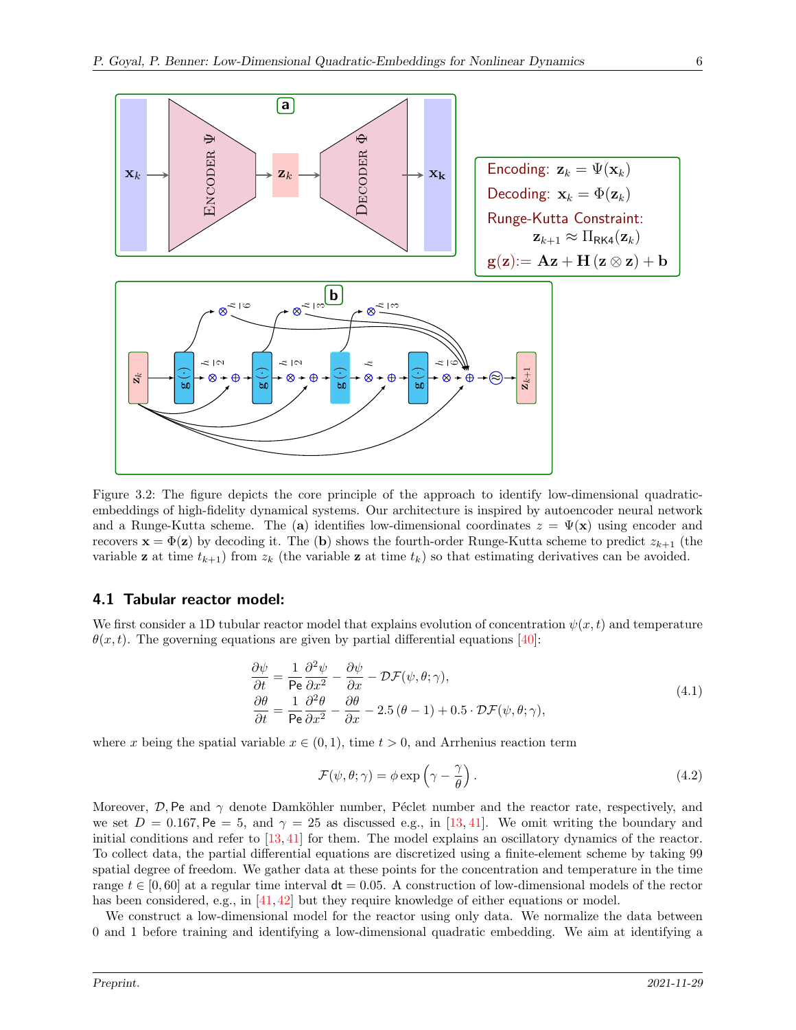Encoding: $\mathbf{z}_k = \Psi(\mathbf{x}_k)$

Decoding: $\mathbf{x}_k = \Phi(\mathbf{z}_k)$

Runge-Kutta Constraint: $\mathbf{z}_{k+1} \approx \Pi_{\mathsf{RK4}}(\mathbf{z}_k)$

$\mathbf{g}(\mathbf{z}) := \mathbf{A}\mathbf{z} + \mathbf{H}\left(\mathbf{z} \otimes \mathbf{z}\right) + \mathbf{b}$

Figure 3.2: The figure depicts the core principle of the approach to identify low-dimensional quadratic-embeddings of high-fidelity dynamical systems. Our architecture is inspired by autoencoder neural network and a Runge-Kutta scheme. The (**a**) identifies low-dimensional coordinates $z = \Psi(\mathbf{x})$ using encoder and recovers $\mathbf{x} = \Phi(\mathbf{z})$ by decoding it. The (**b**) shows the fourth-order Runge-Kutta scheme to predict $z_{k+1}$ (the variable $\mathbf{z}$ at time $t_{k+1}$) from $z_k$ (the variable $\mathbf{z}$ at time $t_k$) so that estimating derivatives can be avoided.

### 4.1 Tabular reactor model:

We first consider a 1D tubular reactor model that explains evolution of concentration $\psi(x,t)$ and temperature $\theta(x,t)$. The governing equations are given by partial differential equations [40]:

$$
\begin{aligned}
\frac{\partial \psi}{\partial t} &= \frac{1}{\mathsf{Pe}}\frac{\partial^2 \psi}{\partial x^2} - \frac{\partial \psi}{\partial x} - \mathcal{D}\mathcal{F}(\psi,\theta;\gamma),\\
\frac{\partial \theta}{\partial t} &= \frac{1}{\mathsf{Pe}}\frac{\partial^2 \theta}{\partial x^2} - \frac{\partial \theta}{\partial x} - 2.5\,(\theta - 1) + 0.5\cdot \mathcal{D}\mathcal{F}(\psi,\theta;\gamma),
\end{aligned}
\tag{4.1}
$$

where $x$ being the spatial variable $x \in (0,1)$, time $t > 0$, and Arrhenius reaction term

$$
\mathcal{F}(\psi,\theta;\gamma) = \phi \exp\left(\gamma - \frac{\gamma}{\theta}\right).
\tag{4.2}
$$

Moreover, $\mathcal{D}, \mathsf{Pe}$ and $\gamma$ denote Damköhler number, Péclet number and the reactor rate, respectively, and we set $D = 0.167, \mathsf{Pe} = 5$, and $\gamma = 25$ as discussed e.g., in [13, 41]. We omit writing the boundary and initial conditions and refer to [13, 41] for them. The model explains an oscillatory dynamics of the reactor. To collect data, the partial differential equations are discretized using a finite-element scheme by taking 99 spatial degree of freedom. We gather data at these points for the concentration and temperature in the time range $t \in [0,60]$ at a regular time interval $\mathsf{dt} = 0.05$. A construction of low-dimensional models of the rector has been considered, e.g., in [41, 42] but they require knowledge of either equations or model.

We construct a low-dimensional model for the reactor using only data. We normalize the data between 0 and 1 before training and identifying a low-dimensional quadratic embedding. We aim at identifying a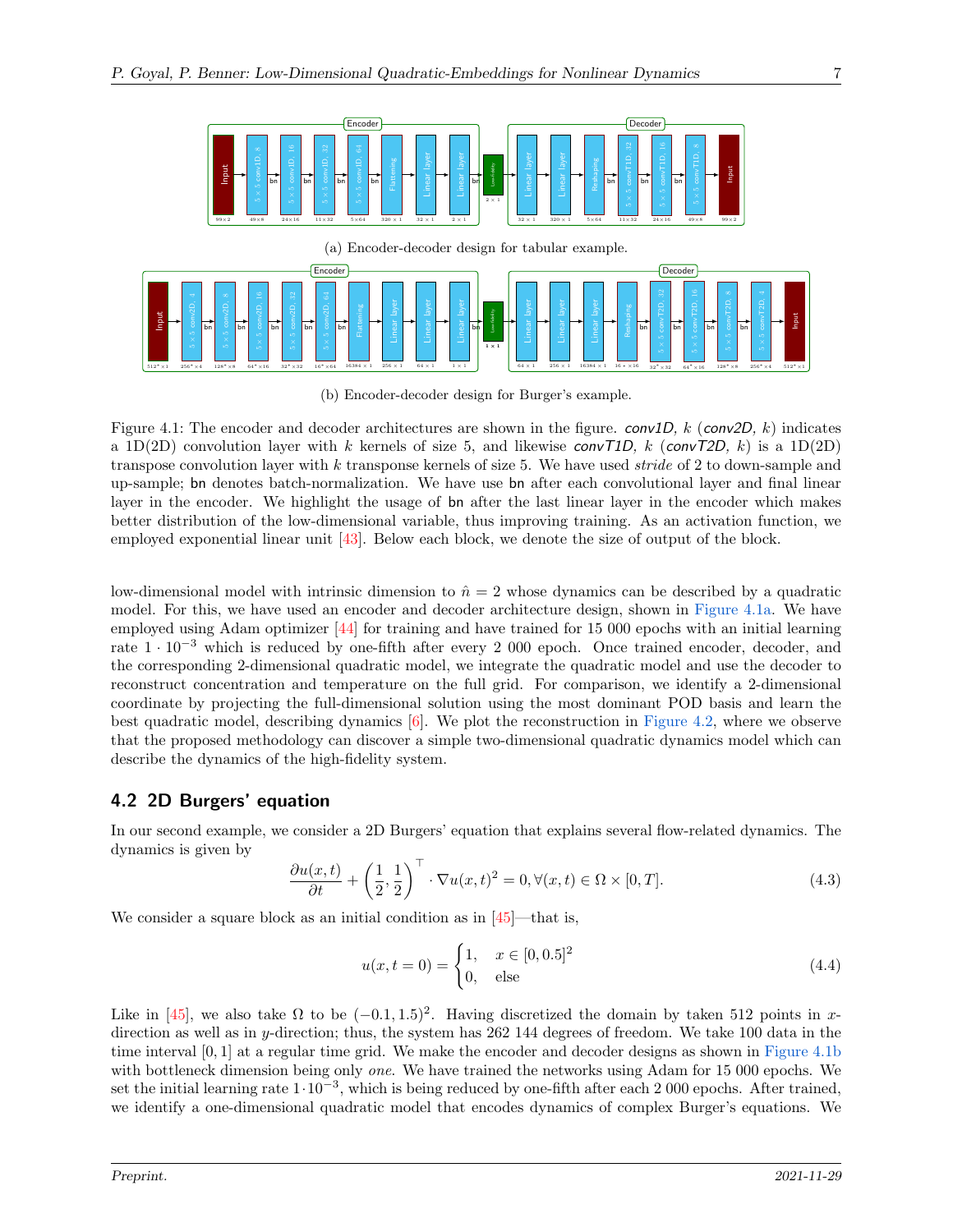(a) Encoder-decoder design for tabular example.

(b) Encoder-decoder design for Burger's example.

Figure 4.1: The encoder and decoder architectures are shown in the figure. *conv1D, k* (*conv2D, k*) indicates a 1D(2D) convolution layer with $k$ kernels of size 5, and likewise *convT1D, k* (*convT2D, k*) is a 1D(2D) transpose convolution layer with $k$ transpose kernels of size 5. We have used *stride* of 2 to down-sample and up-sample; bn denotes batch-normalization. We have use bn after each convolutional layer and final linear layer in the encoder. We highlight the usage of bn after the last linear layer in the encoder which makes better distribution of the low-dimensional variable, thus improving training. As an activation function, we employed exponential linear unit [43]. Below each block, we denote the size of output of the block.

low-dimensional model with intrinsic dimension to $\hat{n} = 2$ whose dynamics can be described by a quadratic model. For this, we have used an encoder and decoder architecture design, shown in Figure 4.1a. We have employed using Adam optimizer [44] for training and have trained for 15 000 epochs with an initial learning rate $1 \cdot 10^{-3}$ which is reduced by one-fifth after every 2 000 epoch. Once trained encoder, decoder, and the corresponding 2-dimensional quadratic model, we integrate the quadratic model and use the decoder to reconstruct concentration and temperature on the full grid. For comparison, we identify a 2-dimensional coordinate by projecting the full-dimensional solution using the most dominant POD basis and learn the best quadratic model, describing dynamics [6]. We plot the reconstruction in Figure 4.2, where we observe that the proposed methodology can discover a simple two-dimensional quadratic dynamics model which can describe the dynamics of the high-fidelity system.

## 4.2 2D Burgers' equation

In our second example, we consider a 2D Burgers' equation that explains several flow-related dynamics. The dynamics is given by

$$\frac{\partial u(x,t)}{\partial t} + \left(\frac{1}{2}, \frac{1}{2}\right)^\top \cdot \nabla u(x,t)^2 = 0, \forall (x,t) \in \Omega \times [0,T]. \tag{4.3}$$

We consider a square block as an initial condition as in [45]—that is,

$$u(x, t=0) = \begin{cases} 1, & x \in [0, 0.5]^2 \\ 0, & \text{else} \end{cases} \tag{4.4}$$

Like in [45], we also take $\Omega$ to be $(-0.1, 1.5)^2$. Having discretized the domain by taken 512 points in $x$-direction as well as in $y$-direction; thus, the system has 262 144 degrees of freedom. We take 100 data in the time interval $[0,1]$ at a regular time grid. We make the encoder and decoder designs as shown in Figure 4.1b with bottleneck dimension being only *one*. We have trained the networks using Adam for 15 000 epochs. We set the initial learning rate $1 \cdot 10^{-3}$, which is being reduced by one-fifth after each 2 000 epochs. After trained, we identify a one-dimensional quadratic model that encodes dynamics of complex Burger's equations. We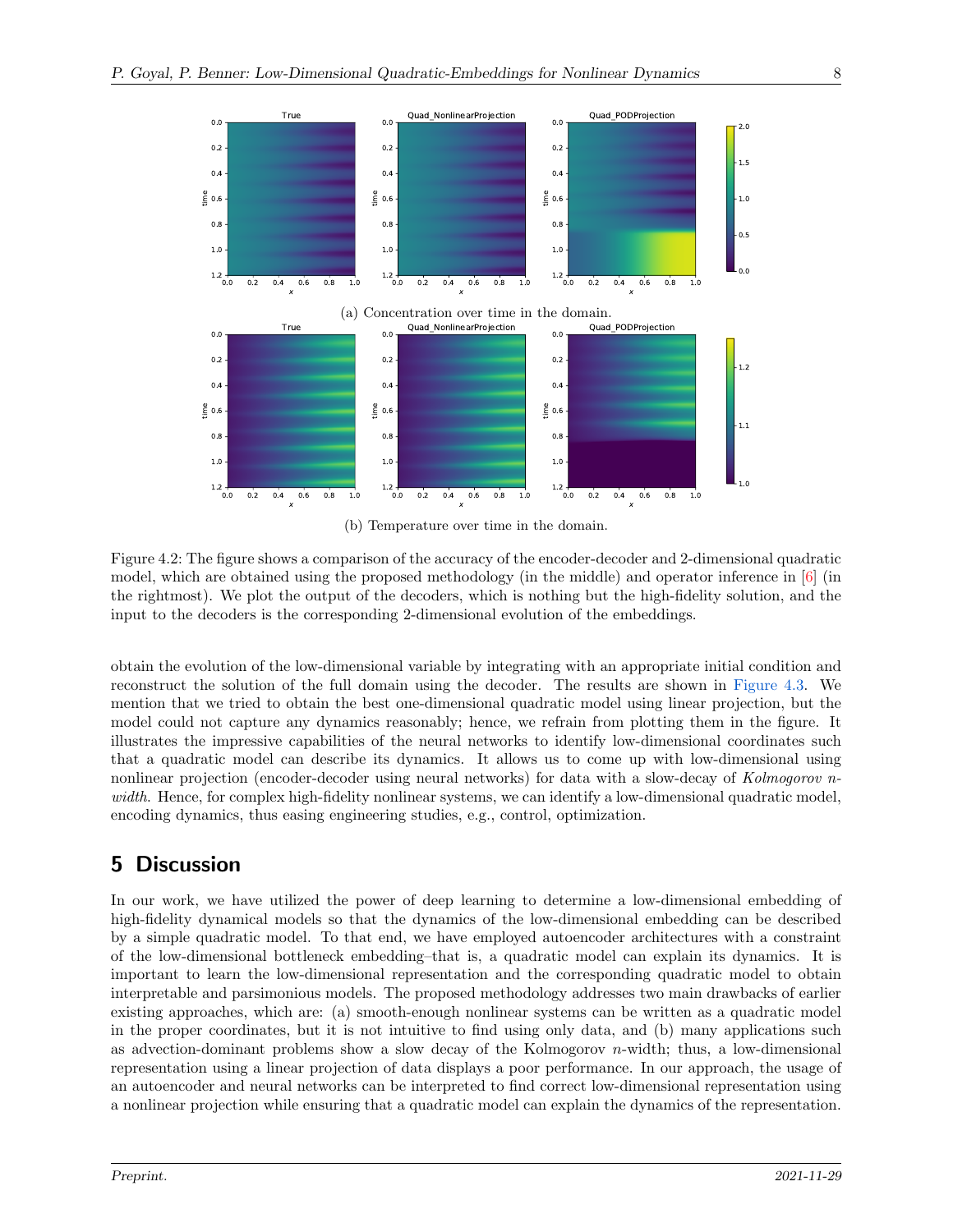(a) Concentration over time in the domain.

(b) Temperature over time in the domain.

Figure 4.2: The figure shows a comparison of the accuracy of the encoder-decoder and 2-dimensional quadratic model, which are obtained using the proposed methodology (in the middle) and operator inference in [6] (in the rightmost). We plot the output of the decoders, which is nothing but the high-fidelity solution, and the input to the decoders is the corresponding 2-dimensional evolution of the embeddings.

obtain the evolution of the low-dimensional variable by integrating with an appropriate initial condition and reconstruct the solution of the full domain using the decoder. The results are shown in Figure 4.3. We mention that we tried to obtain the best one-dimensional quadratic model using linear projection, but the model could not capture any dynamics reasonably; hence, we refrain from plotting them in the figure. It illustrates the impressive capabilities of the neural networks to identify low-dimensional coordinates such that a quadratic model can describe its dynamics. It allows us to come up with low-dimensional using nonlinear projection (encoder-decoder using neural networks) for data with a slow-decay of *Kolmogorov n-width*. Hence, for complex high-fidelity nonlinear systems, we can identify a low-dimensional quadratic model, encoding dynamics, thus easing engineering studies, e.g., control, optimization.

# 5 Discussion

In our work, we have utilized the power of deep learning to determine a low-dimensional embedding of high-fidelity dynamical models so that the dynamics of the low-dimensional embedding can be described by a simple quadratic model. To that end, we have employed autoencoder architectures with a constraint of the low-dimensional bottleneck embedding–that is, a quadratic model can explain its dynamics. It is important to learn the low-dimensional representation and the corresponding quadratic model to obtain interpretable and parsimonious models. The proposed methodology addresses two main drawbacks of earlier existing approaches, which are: (a) smooth-enough nonlinear systems can be written as a quadratic model in the proper coordinates, but it is not intuitive to find using only data, and (b) many applications such as advection-dominant problems show a slow decay of the Kolmogorov $n$-width; thus, a low-dimensional representation using a linear projection of data displays a poor performance. In our approach, the usage of an autoencoder and neural networks can be interpreted to find correct low-dimensional representation using a nonlinear projection while ensuring that a quadratic model can explain the dynamics of the representation.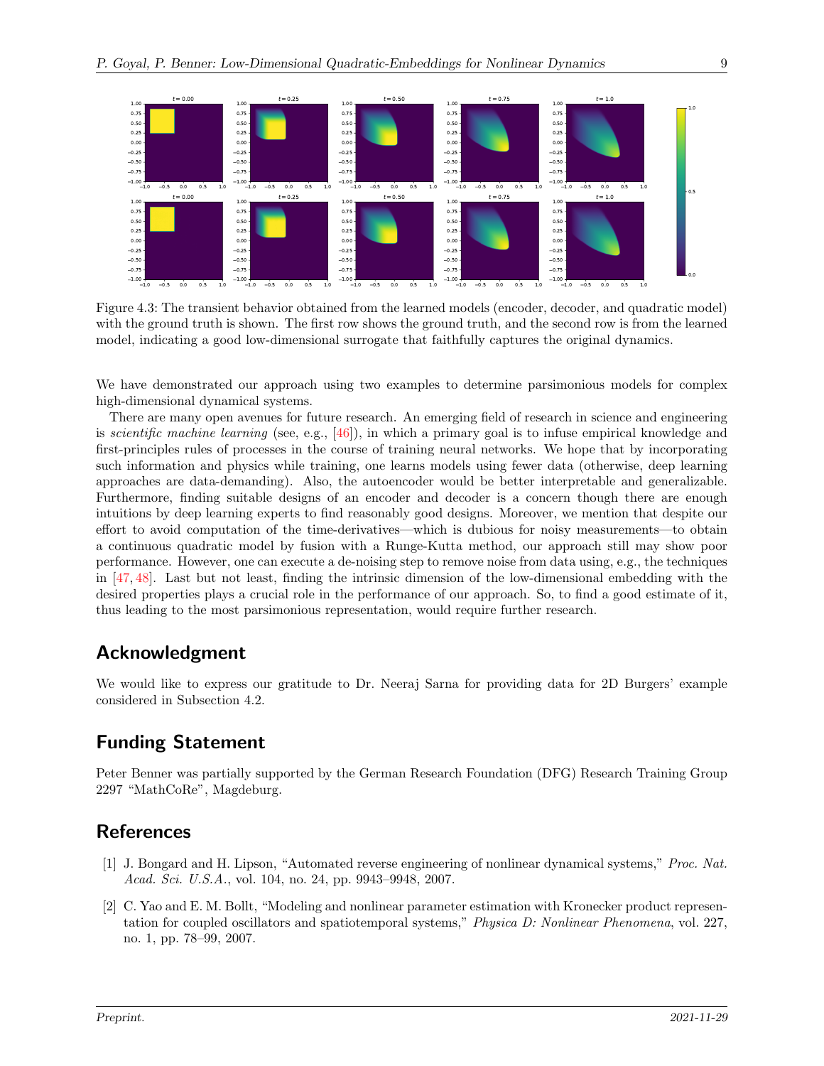Figure 4.3: The transient behavior obtained from the learned models (encoder, decoder, and quadratic model) with the ground truth is shown. The first row shows the ground truth, and the second row is from the learned model, indicating a good low-dimensional surrogate that faithfully captures the original dynamics.

We have demonstrated our approach using two examples to determine parsimonious models for complex high-dimensional dynamical systems.

There are many open avenues for future research. An emerging field of research in science and engineering is *scientific machine learning* (see, e.g., [46]), in which a primary goal is to infuse empirical knowledge and first-principles rules of processes in the course of training neural networks. We hope that by incorporating such information and physics while training, one learns models using fewer data (otherwise, deep learning approaches are data-demanding). Also, the autoencoder would be better interpretable and generalizable. Furthermore, finding suitable designs of an encoder and decoder is a concern though there are enough intuitions by deep learning experts to find reasonably good designs. Moreover, we mention that despite our effort to avoid computation of the time-derivatives—which is dubious for noisy measurements—to obtain a continuous quadratic model by fusion with a Runge-Kutta method, our approach still may show poor performance. However, one can execute a de-noising step to remove noise from data using, e.g., the techniques in [47, 48]. Last but not least, finding the intrinsic dimension of the low-dimensional embedding with the desired properties plays a crucial role in the performance of our approach. So, to find a good estimate of it, thus leading to the most parsimonious representation, would require further research.

## Acknowledgment

We would like to express our gratitude to Dr. Neeraj Sarna for providing data for 2D Burgers' example considered in Subsection 4.2.

## Funding Statement

Peter Benner was partially supported by the German Research Foundation (DFG) Research Training Group 2297 "MathCoRe", Magdeburg.

## References

[1] J. Bongard and H. Lipson, "Automated reverse engineering of nonlinear dynamical systems," *Proc. Nat. Acad. Sci. U.S.A.*, vol. 104, no. 24, pp. 9943–9948, 2007.

[2] C. Yao and E. M. Bollt, "Modeling and nonlinear parameter estimation with Kronecker product representation for coupled oscillators and spatiotemporal systems," *Physica D: Nonlinear Phenomena*, vol. 227, no. 1, pp. 78–99, 2007.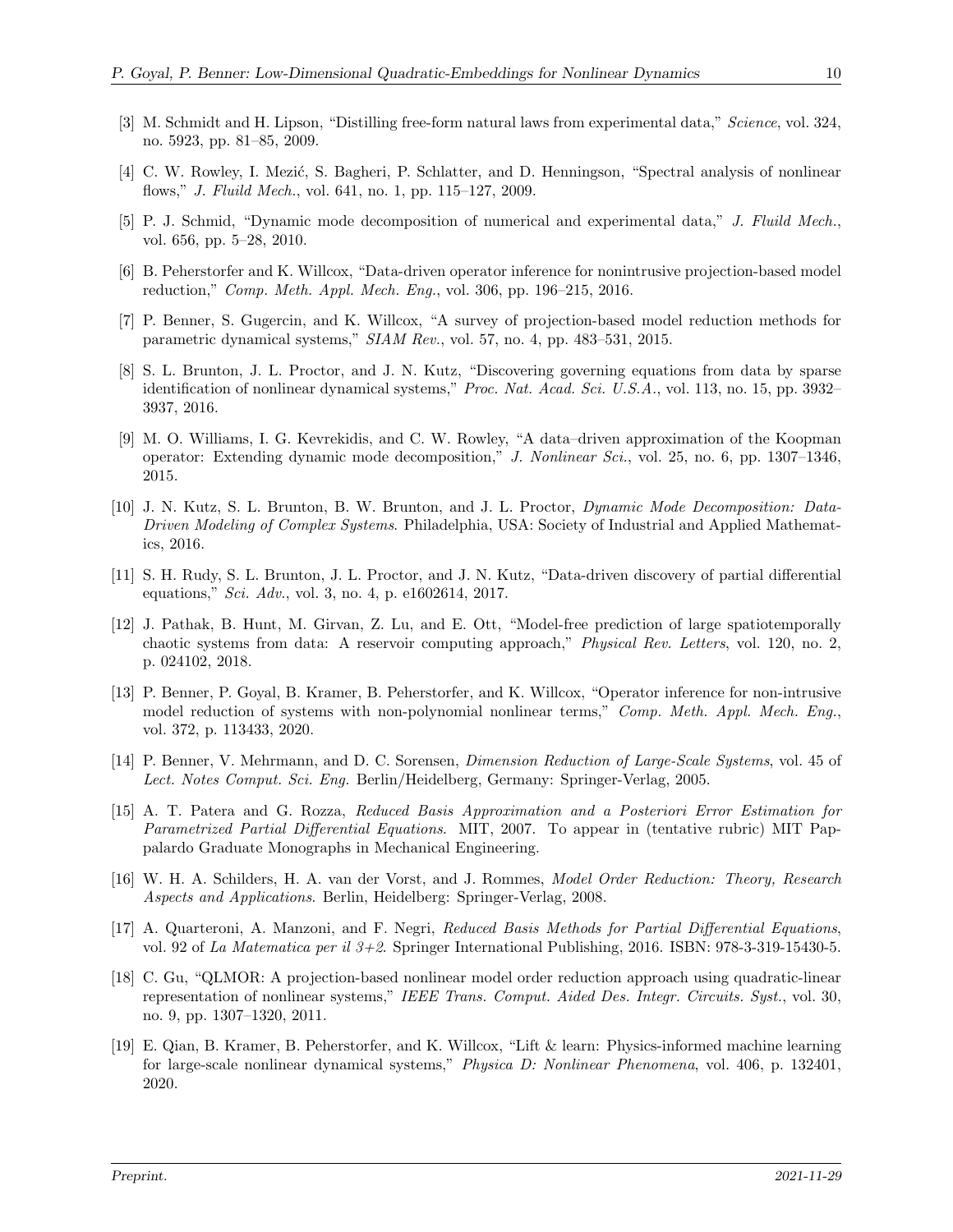[3] M. Schmidt and H. Lipson, "Distilling free-form natural laws from experimental data," *Science*, vol. 324, no. 5923, pp. 81–85, 2009.

[4] C. W. Rowley, I. Mezić, S. Bagheri, P. Schlatter, and D. Henningson, "Spectral analysis of nonlinear flows," *J. Fluild Mech.*, vol. 641, no. 1, pp. 115–127, 2009.

[5] P. J. Schmid, "Dynamic mode decomposition of numerical and experimental data," *J. Fluild Mech.*, vol. 656, pp. 5–28, 2010.

[6] B. Peherstorfer and K. Willcox, "Data-driven operator inference for nonintrusive projection-based model reduction," *Comp. Meth. Appl. Mech. Eng.*, vol. 306, pp. 196–215, 2016.

[7] P. Benner, S. Gugercin, and K. Willcox, "A survey of projection-based model reduction methods for parametric dynamical systems," *SIAM Rev.*, vol. 57, no. 4, pp. 483–531, 2015.

[8] S. L. Brunton, J. L. Proctor, and J. N. Kutz, "Discovering governing equations from data by sparse identification of nonlinear dynamical systems," *Proc. Nat. Acad. Sci. U.S.A.*, vol. 113, no. 15, pp. 3932–3937, 2016.

[9] M. O. Williams, I. G. Kevrekidis, and C. W. Rowley, "A data–driven approximation of the Koopman operator: Extending dynamic mode decomposition," *J. Nonlinear Sci.*, vol. 25, no. 6, pp. 1307–1346, 2015.

[10] J. N. Kutz, S. L. Brunton, B. W. Brunton, and J. L. Proctor, *Dynamic Mode Decomposition: Data-Driven Modeling of Complex Systems*. Philadelphia, USA: Society of Industrial and Applied Mathematics, 2016.

[11] S. H. Rudy, S. L. Brunton, J. L. Proctor, and J. N. Kutz, "Data-driven discovery of partial differential equations," *Sci. Adv.*, vol. 3, no. 4, p. e1602614, 2017.

[12] J. Pathak, B. Hunt, M. Girvan, Z. Lu, and E. Ott, "Model-free prediction of large spatiotemporally chaotic systems from data: A reservoir computing approach," *Physical Rev. Letters*, vol. 120, no. 2, p. 024102, 2018.

[13] P. Benner, P. Goyal, B. Kramer, B. Peherstorfer, and K. Willcox, "Operator inference for non-intrusive model reduction of systems with non-polynomial nonlinear terms," *Comp. Meth. Appl. Mech. Eng.*, vol. 372, p. 113433, 2020.

[14] P. Benner, V. Mehrmann, and D. C. Sorensen, *Dimension Reduction of Large-Scale Systems*, vol. 45 of *Lect. Notes Comput. Sci. Eng.* Berlin/Heidelberg, Germany: Springer-Verlag, 2005.

[15] A. T. Patera and G. Rozza, *Reduced Basis Approximation and a Posteriori Error Estimation for Parametrized Partial Differential Equations*. MIT, 2007. To appear in (tentative rubric) MIT Pappalardo Graduate Monographs in Mechanical Engineering.

[16] W. H. A. Schilders, H. A. van der Vorst, and J. Rommes, *Model Order Reduction: Theory, Research Aspects and Applications*. Berlin, Heidelberg: Springer-Verlag, 2008.

[17] A. Quarteroni, A. Manzoni, and F. Negri, *Reduced Basis Methods for Partial Differential Equations*, vol. 92 of *La Matematica per il 3+2*. Springer International Publishing, 2016. ISBN: 978-3-319-15430-5.

[18] C. Gu, "QLMOR: A projection-based nonlinear model order reduction approach using quadratic-linear representation of nonlinear systems," *IEEE Trans. Comput. Aided Des. Integr. Circuits. Syst.*, vol. 30, no. 9, pp. 1307–1320, 2011.

[19] E. Qian, B. Kramer, B. Peherstorfer, and K. Willcox, "Lift & learn: Physics-informed machine learning for large-scale nonlinear dynamical systems," *Physica D: Nonlinear Phenomena*, vol. 406, p. 132401, 2020.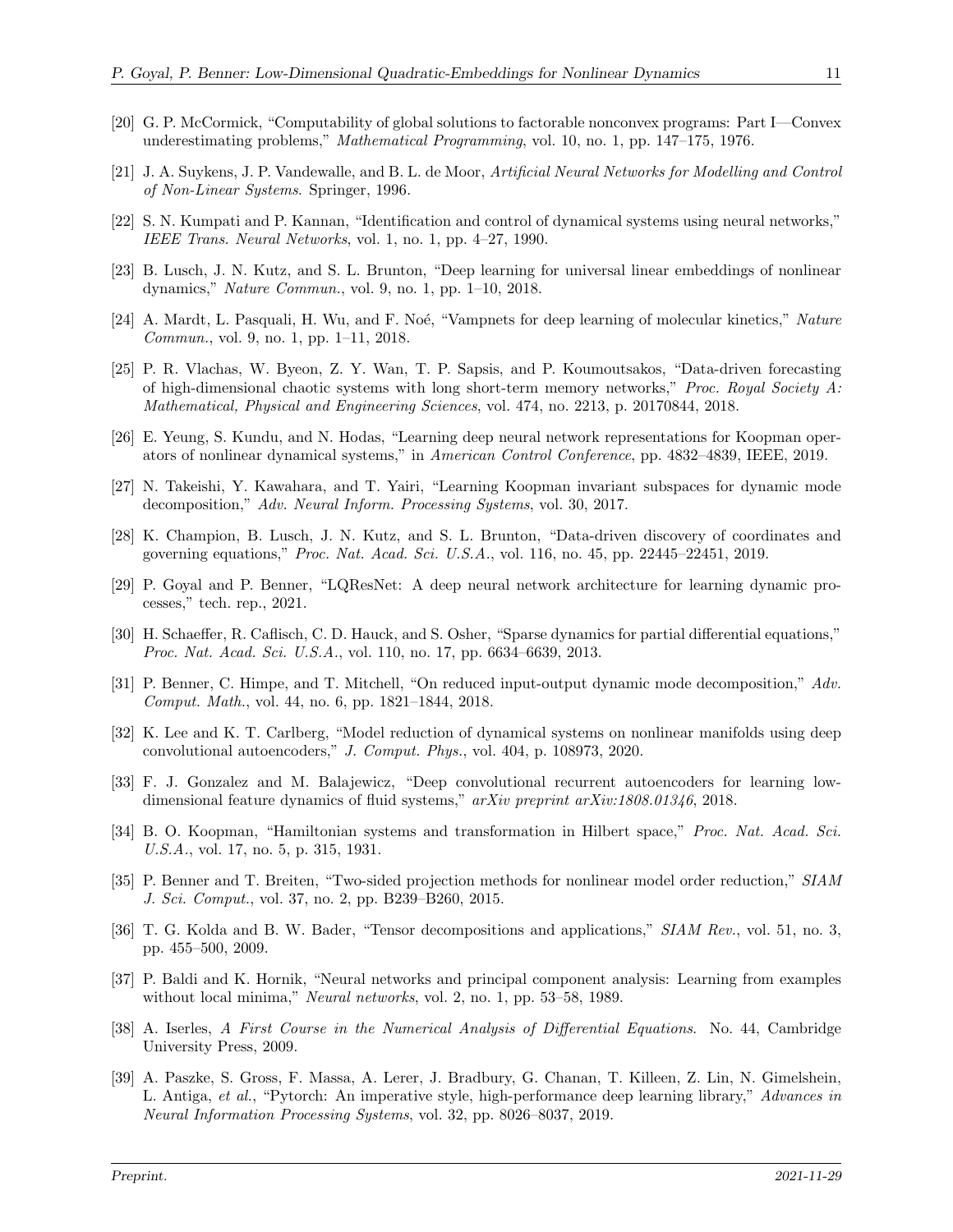[20] G. P. McCormick, "Computability of global solutions to factorable nonconvex programs: Part I—Convex underestimating problems," *Mathematical Programming*, vol. 10, no. 1, pp. 147–175, 1976.

[21] J. A. Suykens, J. P. Vandewalle, and B. L. de Moor, *Artificial Neural Networks for Modelling and Control of Non-Linear Systems*. Springer, 1996.

[22] S. N. Kumpati and P. Kannan, "Identification and control of dynamical systems using neural networks," *IEEE Trans. Neural Networks*, vol. 1, no. 1, pp. 4–27, 1990.

[23] B. Lusch, J. N. Kutz, and S. L. Brunton, "Deep learning for universal linear embeddings of nonlinear dynamics," *Nature Commun.*, vol. 9, no. 1, pp. 1–10, 2018.

[24] A. Mardt, L. Pasquali, H. Wu, and F. Noé, "Vampnets for deep learning of molecular kinetics," *Nature Commun.*, vol. 9, no. 1, pp. 1–11, 2018.

[25] P. R. Vlachas, W. Byeon, Z. Y. Wan, T. P. Sapsis, and P. Koumoutsakos, "Data-driven forecasting of high-dimensional chaotic systems with long short-term memory networks," *Proc. Royal Society A: Mathematical, Physical and Engineering Sciences*, vol. 474, no. 2213, p. 20170844, 2018.

[26] E. Yeung, S. Kundu, and N. Hodas, "Learning deep neural network representations for Koopman operators of nonlinear dynamical systems," in *American Control Conference*, pp. 4832–4839, IEEE, 2019.

[27] N. Takeishi, Y. Kawahara, and T. Yairi, "Learning Koopman invariant subspaces for dynamic mode decomposition," *Adv. Neural Inform. Processing Systems*, vol. 30, 2017.

[28] K. Champion, B. Lusch, J. N. Kutz, and S. L. Brunton, "Data-driven discovery of coordinates and governing equations," *Proc. Nat. Acad. Sci. U.S.A.*, vol. 116, no. 45, pp. 22445–22451, 2019.

[29] P. Goyal and P. Benner, "LQResNet: A deep neural network architecture for learning dynamic processes," tech. rep., 2021.

[30] H. Schaeffer, R. Caflisch, C. D. Hauck, and S. Osher, "Sparse dynamics for partial differential equations," *Proc. Nat. Acad. Sci. U.S.A.*, vol. 110, no. 17, pp. 6634–6639, 2013.

[31] P. Benner, C. Himpe, and T. Mitchell, "On reduced input-output dynamic mode decomposition," *Adv. Comput. Math.*, vol. 44, no. 6, pp. 1821–1844, 2018.

[32] K. Lee and K. T. Carlberg, "Model reduction of dynamical systems on nonlinear manifolds using deep convolutional autoencoders," *J. Comput. Phys.*, vol. 404, p. 108973, 2020.

[33] F. J. Gonzalez and M. Balajewicz, "Deep convolutional recurrent autoencoders for learning low-dimensional feature dynamics of fluid systems," *arXiv preprint arXiv:1808.01346*, 2018.

[34] B. O. Koopman, "Hamiltonian systems and transformation in Hilbert space," *Proc. Nat. Acad. Sci. U.S.A.*, vol. 17, no. 5, p. 315, 1931.

[35] P. Benner and T. Breiten, "Two-sided projection methods for nonlinear model order reduction," *SIAM J. Sci. Comput.*, vol. 37, no. 2, pp. B239–B260, 2015.

[36] T. G. Kolda and B. W. Bader, "Tensor decompositions and applications," *SIAM Rev.*, vol. 51, no. 3, pp. 455–500, 2009.

[37] P. Baldi and K. Hornik, "Neural networks and principal component analysis: Learning from examples without local minima," *Neural networks*, vol. 2, no. 1, pp. 53–58, 1989.

[38] A. Iserles, *A First Course in the Numerical Analysis of Differential Equations*. No. 44, Cambridge University Press, 2009.

[39] A. Paszke, S. Gross, F. Massa, A. Lerer, J. Bradbury, G. Chanan, T. Killeen, Z. Lin, N. Gimelshein, L. Antiga, *et al.*, "Pytorch: An imperative style, high-performance deep learning library," *Advances in Neural Information Processing Systems*, vol. 32, pp. 8026–8037, 2019.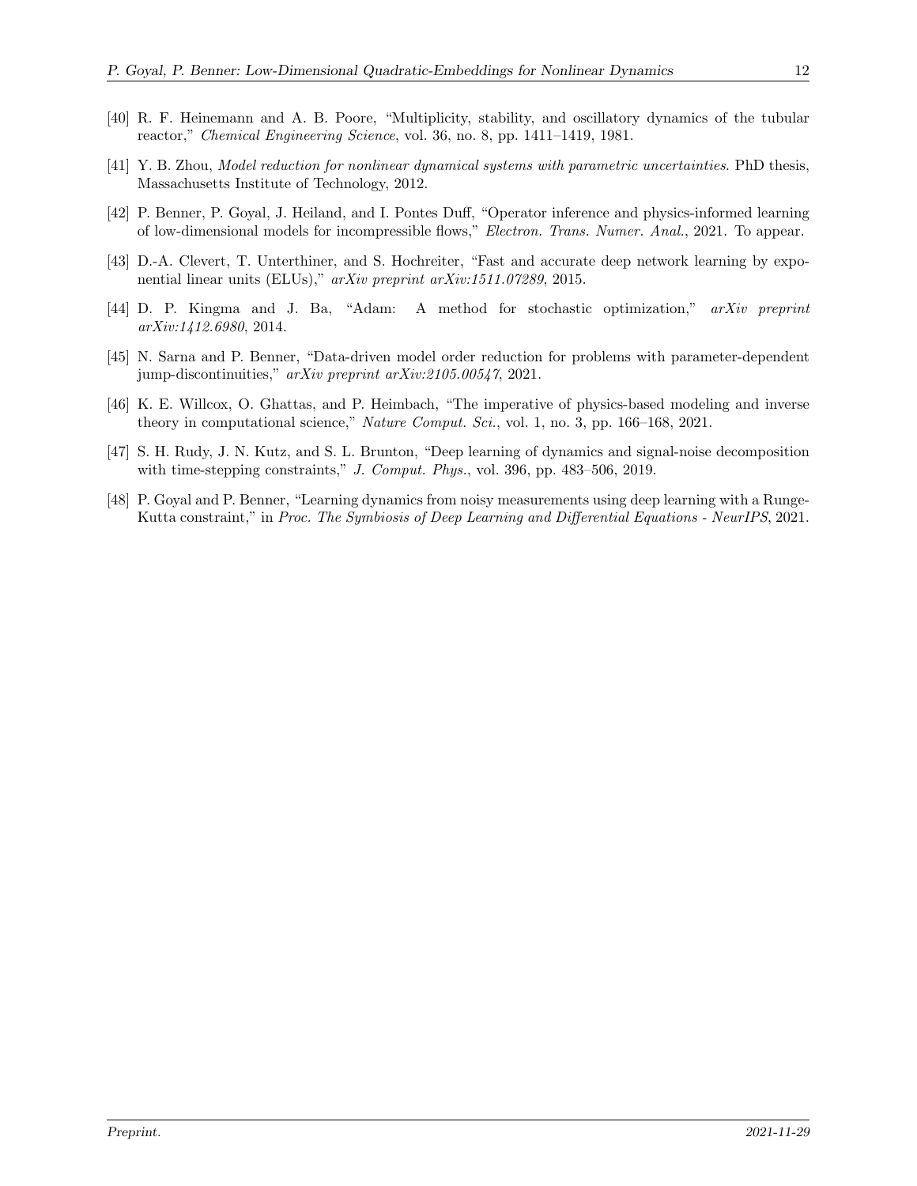[40] R. F. Heinemann and A. B. Poore, "Multiplicity, stability, and oscillatory dynamics of the tubular reactor," *Chemical Engineering Science*, vol. 36, no. 8, pp. 1411–1419, 1981.

[41] Y. B. Zhou, *Model reduction for nonlinear dynamical systems with parametric uncertainties*. PhD thesis, Massachusetts Institute of Technology, 2012.

[42] P. Benner, P. Goyal, J. Heiland, and I. Pontes Duff, "Operator inference and physics-informed learning of low-dimensional models for incompressible flows," *Electron. Trans. Numer. Anal.*, 2021. To appear.

[43] D.-A. Clevert, T. Unterthiner, and S. Hochreiter, "Fast and accurate deep network learning by exponential linear units (ELUs)," *arXiv preprint arXiv:1511.07289*, 2015.

[44] D. P. Kingma and J. Ba, "Adam: A method for stochastic optimization," *arXiv preprint arXiv:1412.6980*, 2014.

[45] N. Sarna and P. Benner, "Data-driven model order reduction for problems with parameter-dependent jump-discontinuities," *arXiv preprint arXiv:2105.00547*, 2021.

[46] K. E. Willcox, O. Ghattas, and P. Heimbach, "The imperative of physics-based modeling and inverse theory in computational science," *Nature Comput. Sci.*, vol. 1, no. 3, pp. 166–168, 2021.

[47] S. H. Rudy, J. N. Kutz, and S. L. Brunton, "Deep learning of dynamics and signal-noise decomposition with time-stepping constraints," *J. Comput. Phys.*, vol. 396, pp. 483–506, 2019.

[48] P. Goyal and P. Benner, "Learning dynamics from noisy measurements using deep learning with a Runge-Kutta constraint," in *Proc. The Symbiosis of Deep Learning and Differential Equations - NeurIPS*, 2021.